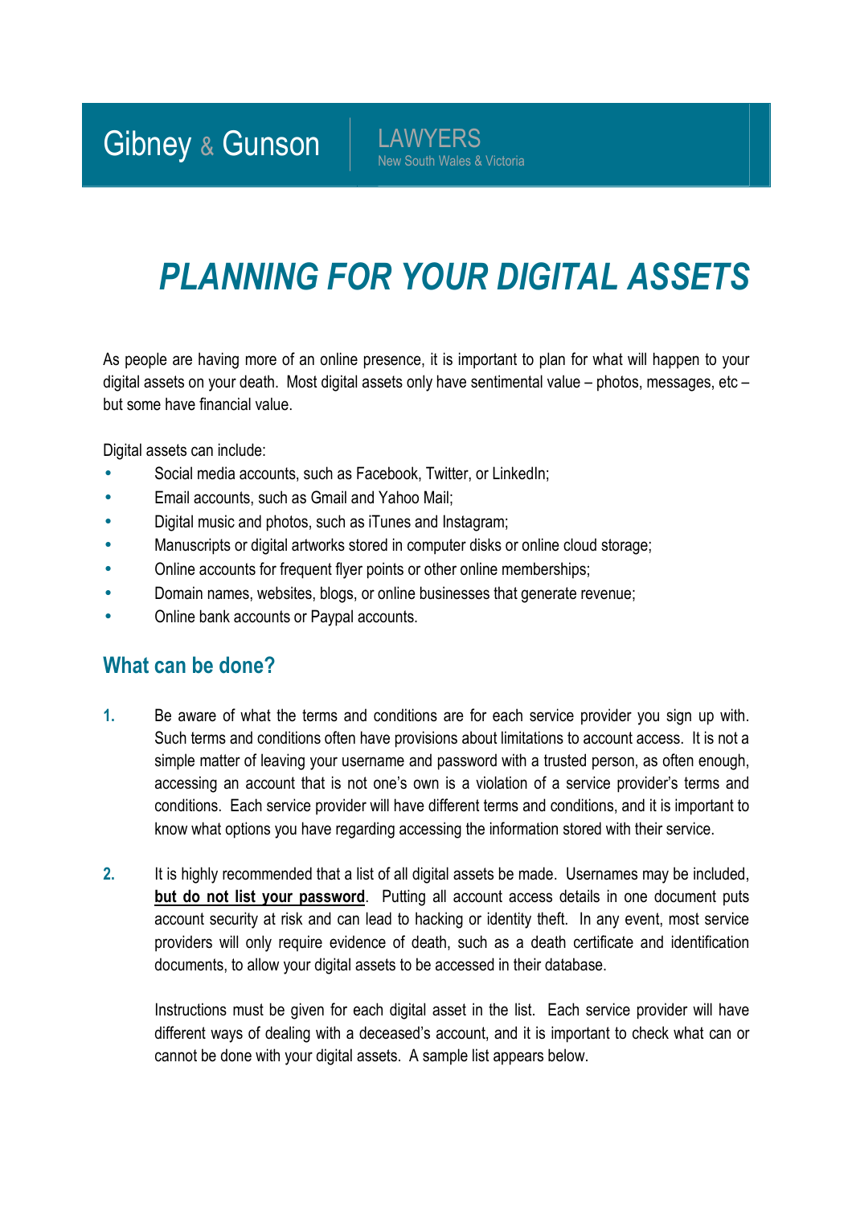Gibney & Gunson | LAWYERS
New South Wales & Victoria

# PLANNING FOR YOUR DIGITAL ASSETS

As people are having more of an online presence, it is important to plan for what will happen to your digital assets on your death. Most digital assets only have sentimental value – photos, messages, etc – but some have financial value.

Digital assets can include:

- Social media accounts, such as Facebook, Twitter, or LinkedIn;
- Email accounts, such as Gmail and Yahoo Mail;
- Digital music and photos, such as iTunes and Instagram;
- Manuscripts or digital artworks stored in computer disks or online cloud storage;
- Online accounts for frequent flyer points or other online memberships;
- Domain names, websites, blogs, or online businesses that generate revenue;
- Online bank accounts or Paypal accounts.

## What can be done?

1. Be aware of what the terms and conditions are for each service provider you sign up with. Such terms and conditions often have provisions about limitations to account access. It is not a simple matter of leaving your username and password with a trusted person, as often enough, accessing an account that is not one's own is a violation of a service provider's terms and conditions. Each service provider will have different terms and conditions, and it is important to know what options you have regarding accessing the information stored with their service.

2. It is highly recommended that a list of all digital assets be made. Usernames may be included, **but do not list your password**. Putting all account access details in one document puts account security at risk and can lead to hacking or identity theft. In any event, most service providers will only require evidence of death, such as a death certificate and identification documents, to allow your digital assets to be accessed in their database.

   Instructions must be given for each digital asset in the list. Each service provider will have different ways of dealing with a deceased's account, and it is important to check what can or cannot be done with your digital assets. A sample list appears below.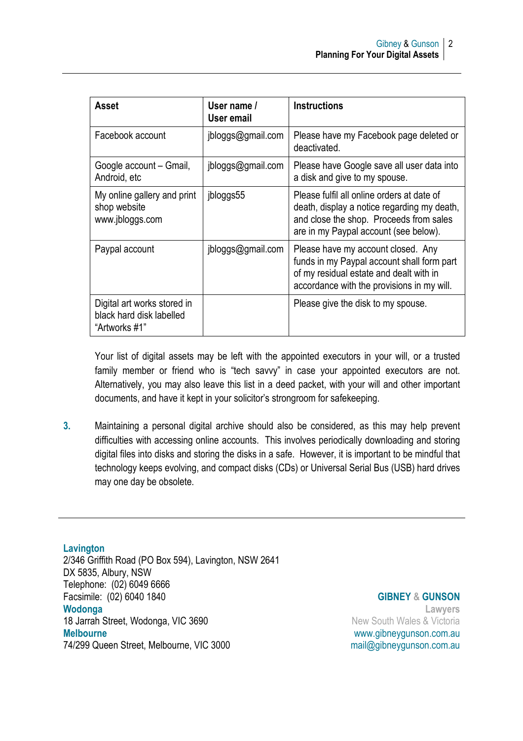| Asset | User name / User email | Instructions |
|---|---|---|
| Facebook account | jbloggs@gmail.com | Please have my Facebook page deleted or deactivated. |
| Google account – Gmail, Android, etc | jbloggs@gmail.com | Please have Google save all user data into a disk and give to my spouse. |
| My online gallery and print shop website www.jbloggs.com | jbloggs55 | Please fulfil all online orders at date of death, display a notice regarding my death, and close the shop. Proceeds from sales are in my Paypal account (see below). |
| Paypal account | jbloggs@gmail.com | Please have my account closed. Any funds in my Paypal account shall form part of my residual estate and dealt with in accordance with the provisions in my will. |
| Digital art works stored in black hard disk labelled "Artworks #1" | | Please give the disk to my spouse. |

Your list of digital assets may be left with the appointed executors in your will, or a trusted family member or friend who is "tech savvy" in case your appointed executors are not. Alternatively, you may also leave this list in a deed packet, with your will and other important documents, and have it kept in your solicitor's strongroom for safekeeping.

3. Maintaining a personal digital archive should also be considered, as this may help prevent difficulties with accessing online accounts. This involves periodically downloading and storing digital files into disks and storing the disks in a safe. However, it is important to be mindful that technology keeps evolving, and compact disks (CDs) or Universal Serial Bus (USB) hard drives may one day be obsolete.

**Lavington**
2/346 Griffith Road (PO Box 594), Lavington, NSW 2641
DX 5835, Albury, NSW
Telephone: (02) 6049 6666
Facsimile: (02) 6040 1840

**Wodonga**
18 Jarrah Street, Wodonga, VIC 3690

**Melbourne**
74/299 Queen Street, Melbourne, VIC 3000

**GIBNEY & GUNSON**
Lawyers
New South Wales & Victoria
www.gibneygunson.com.au
mail@gibneygunson.com.au